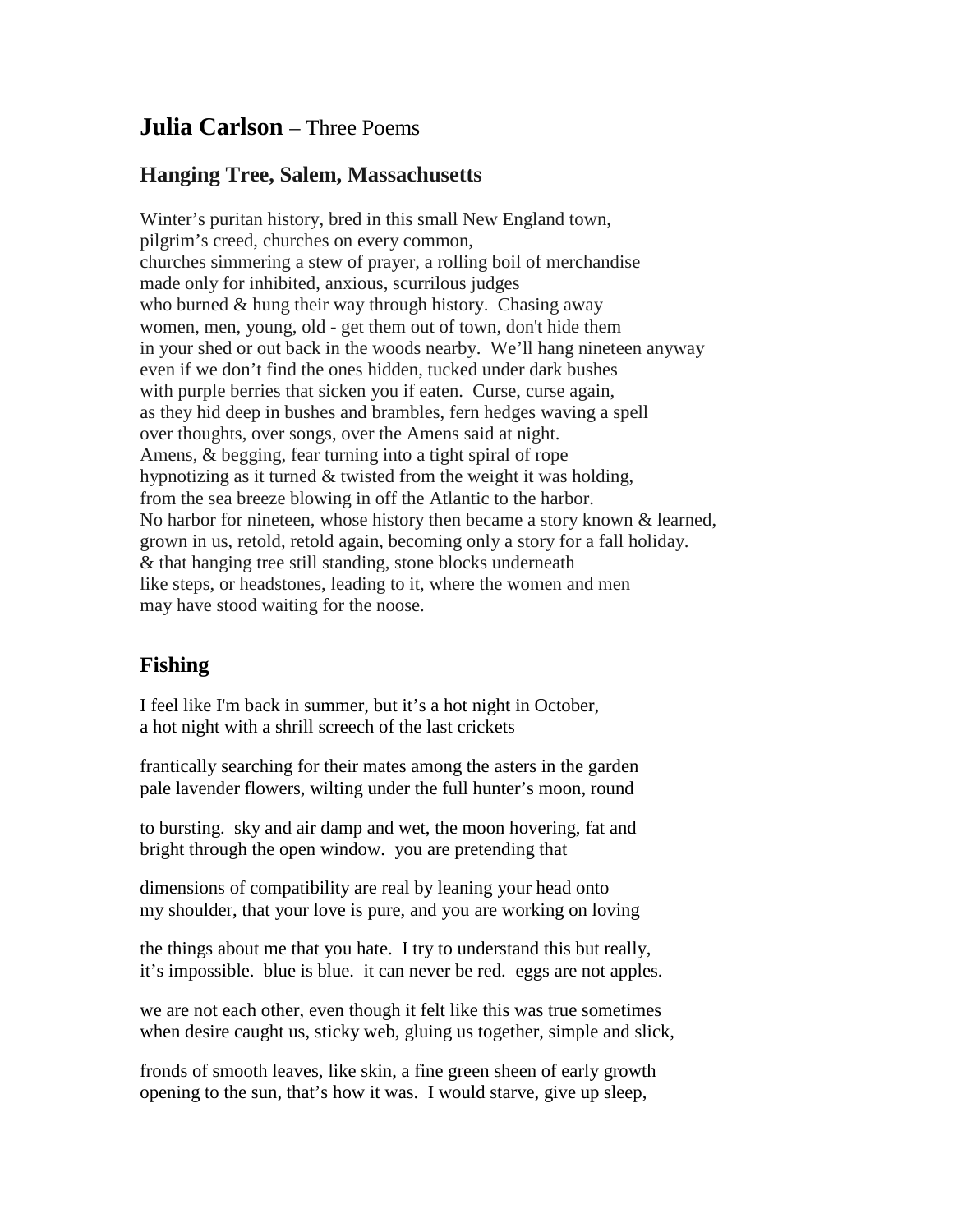# **Julia Carlson** – Three Poems

## Hanging Tree, Salem, Massachusetts

Winter's puritan history, bred in this small New England town,
pilgrim's creed, churches on every common,
churches simmering a stew of prayer, a rolling boil of merchandise
made only for inhibited, anxious, scurrilous judges
who burned & hung their way through history. Chasing away
women, men, young, old - get them out of town, don't hide them
in your shed or out back in the woods nearby. We'll hang nineteen anyway
even if we don't find the ones hidden, tucked under dark bushes
with purple berries that sicken you if eaten. Curse, curse again,
as they hid deep in bushes and brambles, fern hedges waving a spell
over thoughts, over songs, over the Amens said at night.
Amens, & begging, fear turning into a tight spiral of rope
hypnotizing as it turned & twisted from the weight it was holding,
from the sea breeze blowing in off the Atlantic to the harbor.
No harbor for nineteen, whose history then became a story known & learned,
grown in us, retold, retold again, becoming only a story for a fall holiday.
& that hanging tree still standing, stone blocks underneath
like steps, or headstones, leading to it, where the women and men
may have stood waiting for the noose.

## Fishing

I feel like I'm back in summer, but it's a hot night in October,
a hot night with a shrill screech of the last crickets

frantically searching for their mates among the asters in the garden
pale lavender flowers, wilting under the full hunter's moon, round

to bursting. sky and air damp and wet, the moon hovering, fat and
bright through the open window. you are pretending that

dimensions of compatibility are real by leaning your head onto
my shoulder, that your love is pure, and you are working on loving

the things about me that you hate. I try to understand this but really,
it's impossible. blue is blue. it can never be red. eggs are not apples.

we are not each other, even though it felt like this was true sometimes
when desire caught us, sticky web, gluing us together, simple and slick,

fronds of smooth leaves, like skin, a fine green sheen of early growth
opening to the sun, that's how it was. I would starve, give up sleep,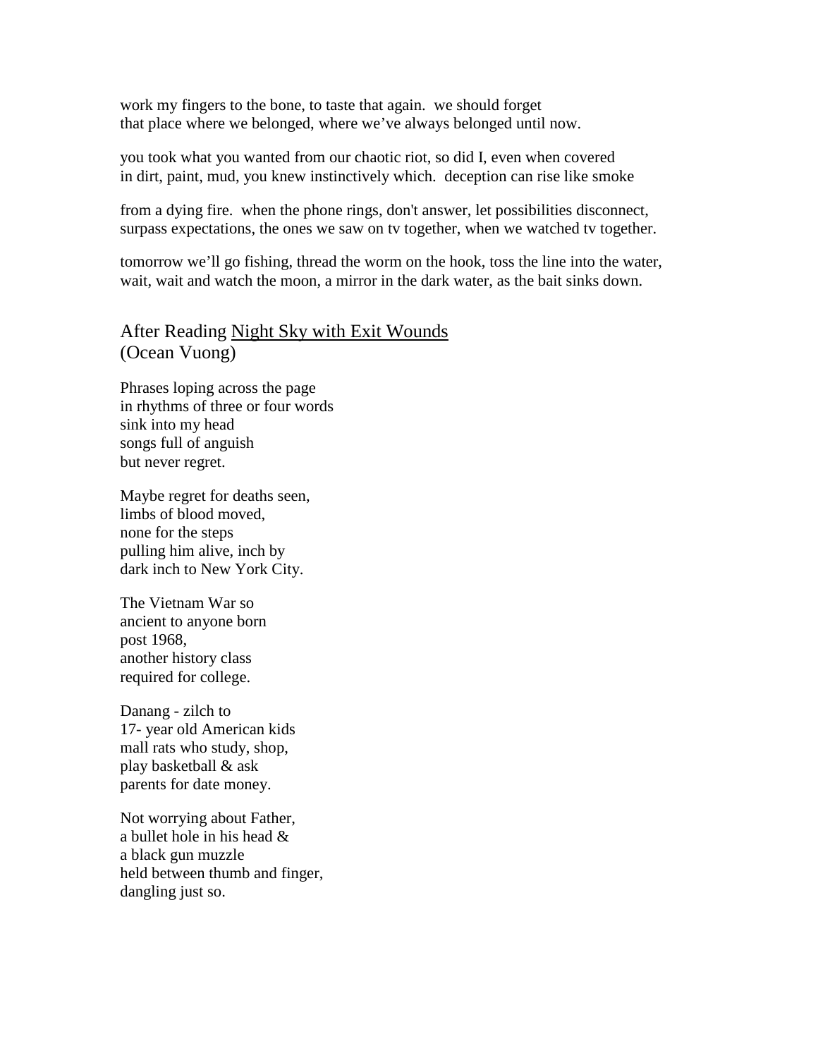work my fingers to the bone, to taste that again.  we should forget
that place where we belonged, where we've always belonged until now.

you took what you wanted from our chaotic riot, so did I, even when covered
in dirt, paint, mud, you knew instinctively which.  deception can rise like smoke

from a dying fire.  when the phone rings, don't answer, let possibilities disconnect,
surpass expectations, the ones we saw on tv together, when we watched tv together.

tomorrow we'll go fishing, thread the worm on the hook, toss the line into the water,
wait, wait and watch the moon, a mirror in the dark water, as the bait sinks down.

## After Reading <u>Night Sky with Exit Wounds</u>
## (Ocean Vuong)

Phrases loping across the page
in rhythms of three or four words
sink into my head
songs full of anguish
but never regret.

Maybe regret for deaths seen,
limbs of blood moved,
none for the steps
pulling him alive, inch by
dark inch to New York City.

The Vietnam War so
ancient to anyone born
post 1968,
another history class
required for college.

Danang - zilch to
17- year old American kids
mall rats who study, shop,
play basketball & ask
parents for date money.

Not worrying about Father,
a bullet hole in his head &
a black gun muzzle
held between thumb and finger,
dangling just so.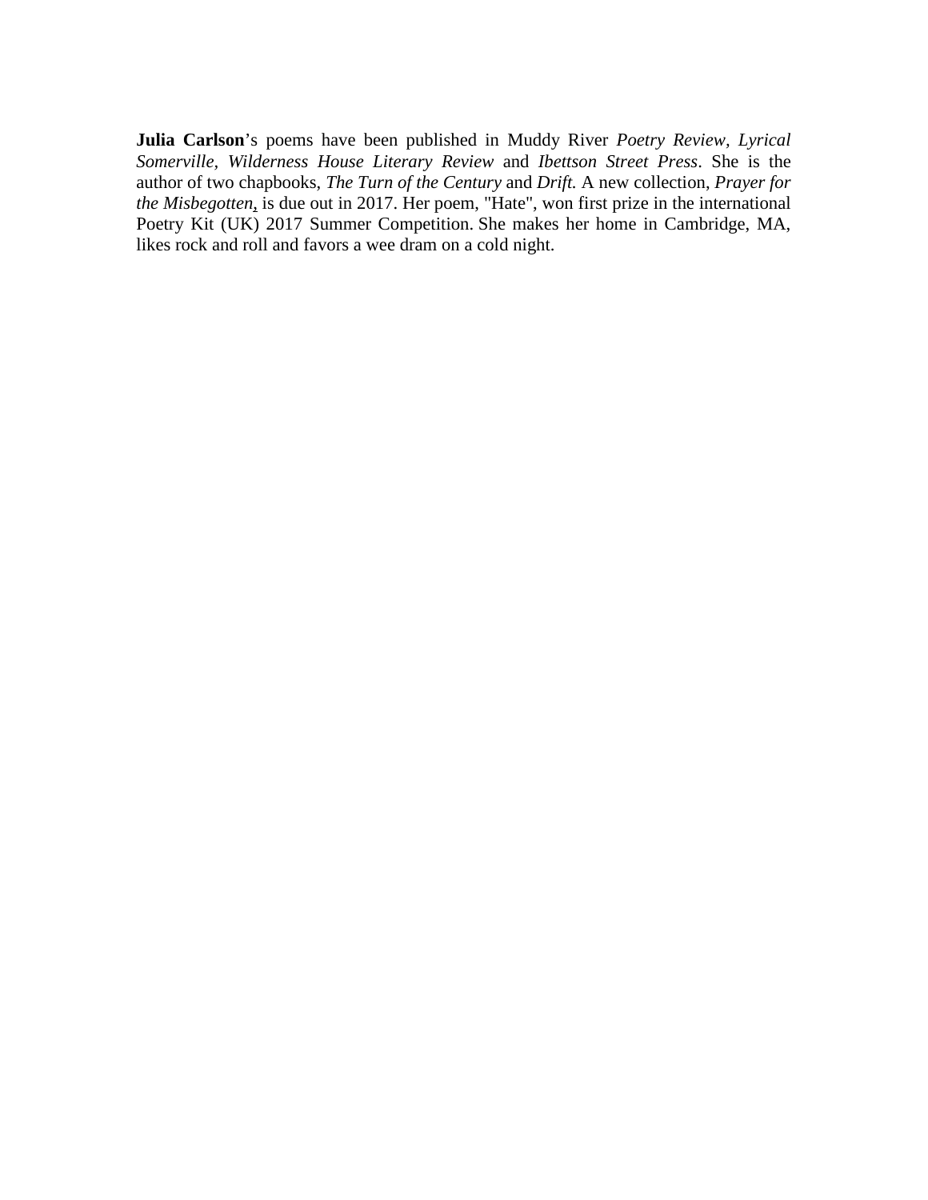**Julia Carlson**'s poems have been published in Muddy River *Poetry Review*, *Lyrical Somerville*, *Wilderness House Literary Review* and *Ibettson Street Press*. She is the author of two chapbooks, *The Turn of the Century* and *Drift.* A new collection, *Prayer for the Misbegotten*, is due out in 2017. Her poem, "Hate", won first prize in the international Poetry Kit (UK) 2017 Summer Competition. She makes her home in Cambridge, MA, likes rock and roll and favors a wee dram on a cold night.